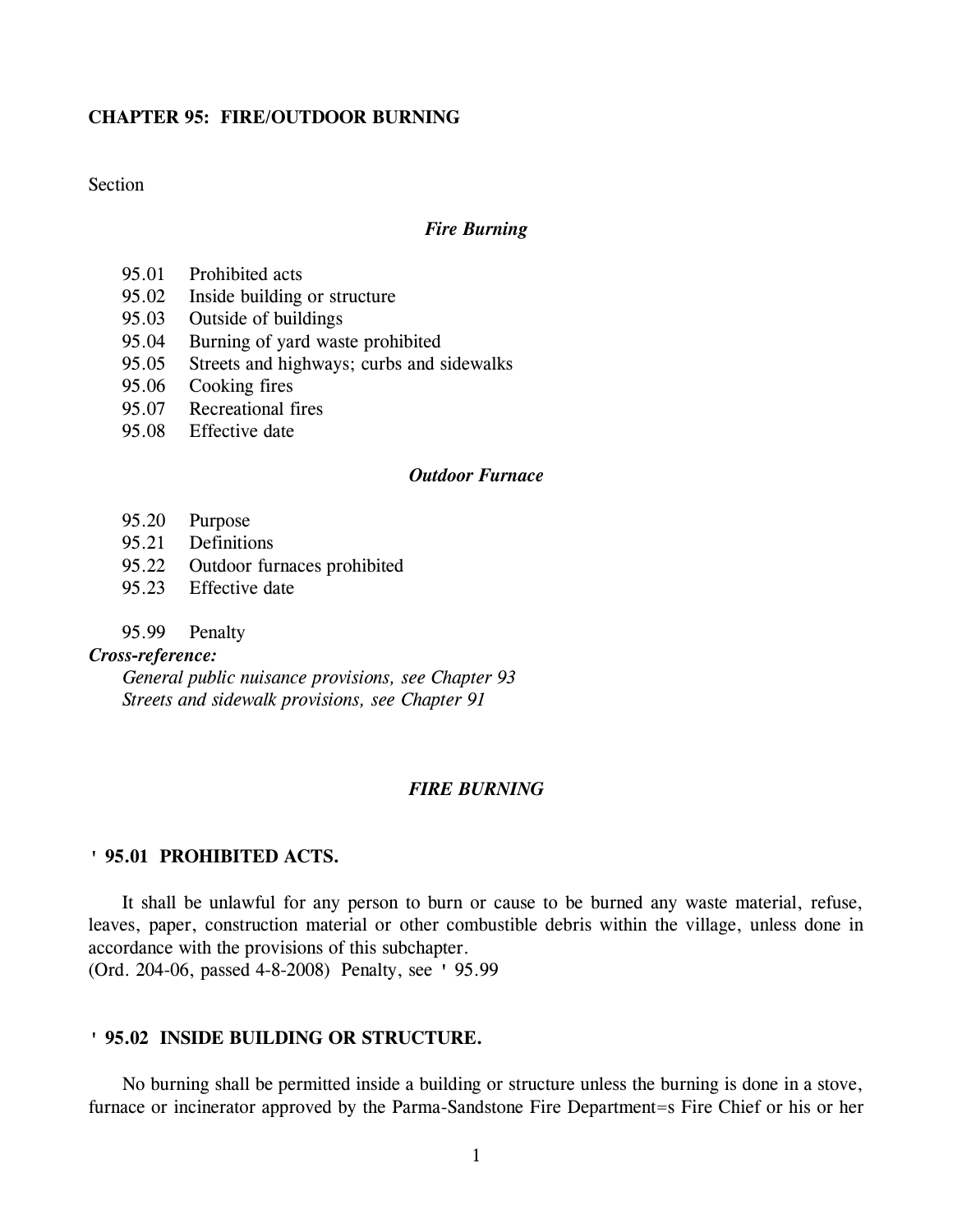# CHAPTER 95: FIRE/OUTDOOR BURNING

Section

*Fire Burning*

95.01 Prohibited acts
95.02 Inside building or structure
95.03 Outside of buildings
95.04 Burning of yard waste prohibited
95.05 Streets and highways; curbs and sidewalks
95.06 Cooking fires
95.07 Recreational fires
95.08 Effective date

*Outdoor Furnace*

95.20 Purpose
95.21 Definitions
95.22 Outdoor furnaces prohibited
95.23 Effective date

95.99 Penalty

***Cross-reference:***

*General public nuisance provisions, see Chapter 93*
*Streets and sidewalk provisions, see Chapter 91*

## *FIRE BURNING*

### ' 95.01 PROHIBITED ACTS.

It shall be unlawful for any person to burn or cause to be burned any waste material, refuse, leaves, paper, construction material or other combustible debris within the village, unless done in accordance with the provisions of this subchapter.
(Ord. 204-06, passed 4-8-2008) Penalty, see ' 95.99

### ' 95.02 INSIDE BUILDING OR STRUCTURE.

No burning shall be permitted inside a building or structure unless the burning is done in a stove, furnace or incinerator approved by the Parma-Sandstone Fire Department=s Fire Chief or his or her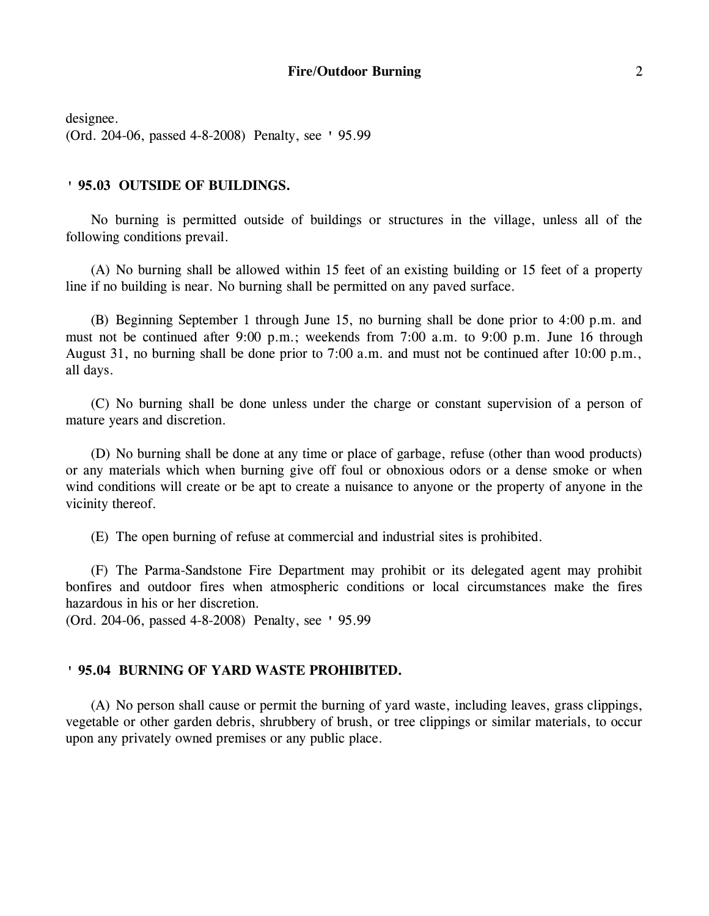designee.
(Ord. 204-06, passed 4-8-2008) Penalty, see ' 95.99

### ' 95.03 OUTSIDE OF BUILDINGS.

No burning is permitted outside of buildings or structures in the village, unless all of the following conditions prevail.

(A) No burning shall be allowed within 15 feet of an existing building or 15 feet of a property line if no building is near. No burning shall be permitted on any paved surface.

(B) Beginning September 1 through June 15, no burning shall be done prior to 4:00 p.m. and must not be continued after 9:00 p.m.; weekends from 7:00 a.m. to 9:00 p.m. June 16 through August 31, no burning shall be done prior to 7:00 a.m. and must not be continued after 10:00 p.m., all days.

(C) No burning shall be done unless under the charge or constant supervision of a person of mature years and discretion.

(D) No burning shall be done at any time or place of garbage, refuse (other than wood products) or any materials which when burning give off foul or obnoxious odors or a dense smoke or when wind conditions will create or be apt to create a nuisance to anyone or the property of anyone in the vicinity thereof.

(E) The open burning of refuse at commercial and industrial sites is prohibited.

(F) The Parma-Sandstone Fire Department may prohibit or its delegated agent may prohibit bonfires and outdoor fires when atmospheric conditions or local circumstances make the fires hazardous in his or her discretion.
(Ord. 204-06, passed 4-8-2008) Penalty, see ' 95.99

### ' 95.04 BURNING OF YARD WASTE PROHIBITED.

(A) No person shall cause or permit the burning of yard waste, including leaves, grass clippings, vegetable or other garden debris, shrubbery of brush, or tree clippings or similar materials, to occur upon any privately owned premises or any public place.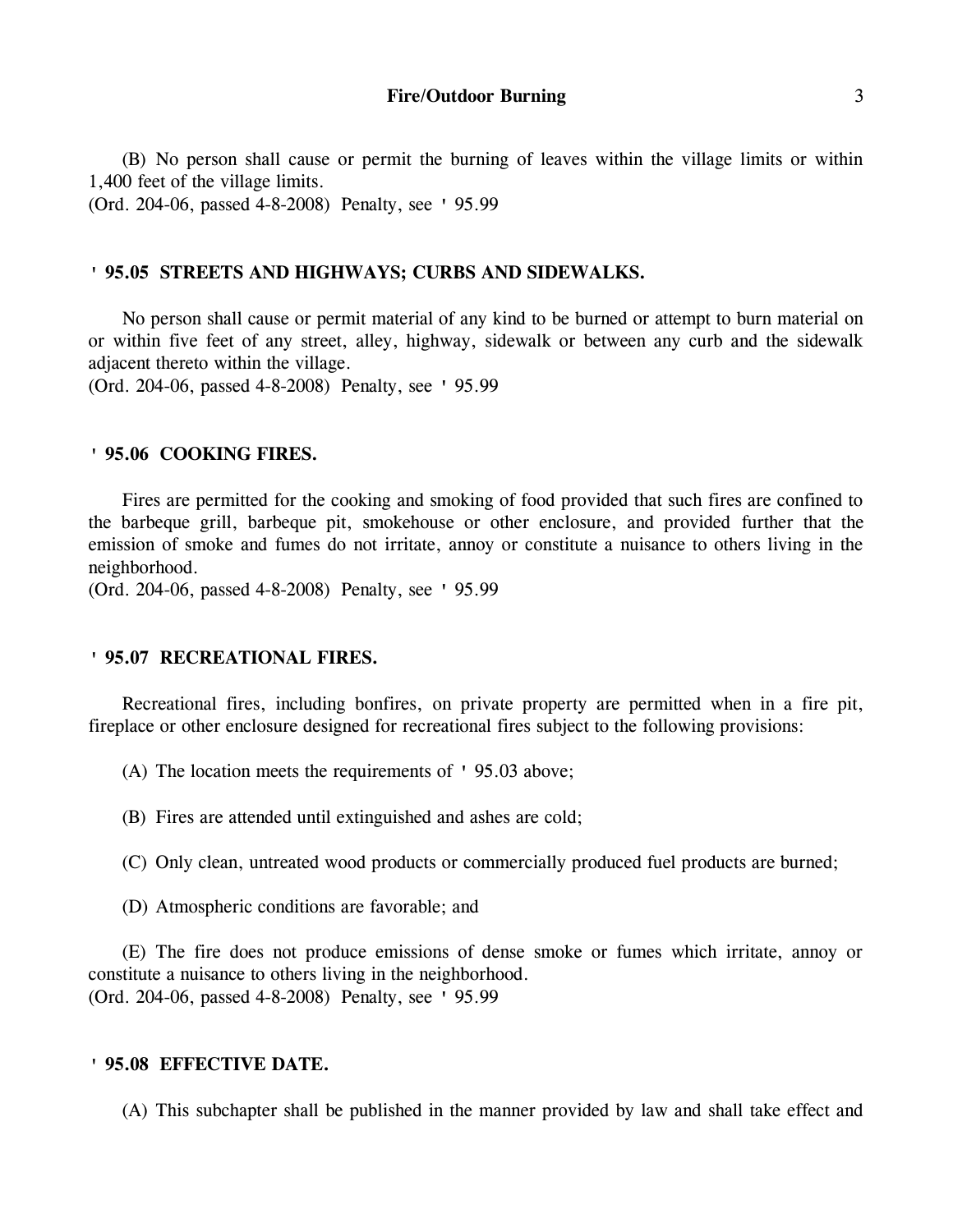(B) No person shall cause or permit the burning of leaves within the village limits or within 1,400 feet of the village limits.
(Ord. 204-06, passed 4-8-2008) Penalty, see ' 95.99

### ' 95.05 STREETS AND HIGHWAYS; CURBS AND SIDEWALKS.

No person shall cause or permit material of any kind to be burned or attempt to burn material on or within five feet of any street, alley, highway, sidewalk or between any curb and the sidewalk adjacent thereto within the village.
(Ord. 204-06, passed 4-8-2008) Penalty, see ' 95.99

### ' 95.06 COOKING FIRES.

Fires are permitted for the cooking and smoking of food provided that such fires are confined to the barbeque grill, barbeque pit, smokehouse or other enclosure, and provided further that the emission of smoke and fumes do not irritate, annoy or constitute a nuisance to others living in the neighborhood.
(Ord. 204-06, passed 4-8-2008) Penalty, see ' 95.99

### ' 95.07 RECREATIONAL FIRES.

Recreational fires, including bonfires, on private property are permitted when in a fire pit, fireplace or other enclosure designed for recreational fires subject to the following provisions:

(A) The location meets the requirements of ' 95.03 above;

(B) Fires are attended until extinguished and ashes are cold;

(C) Only clean, untreated wood products or commercially produced fuel products are burned;

(D) Atmospheric conditions are favorable; and

(E) The fire does not produce emissions of dense smoke or fumes which irritate, annoy or constitute a nuisance to others living in the neighborhood.
(Ord. 204-06, passed 4-8-2008) Penalty, see ' 95.99

### ' 95.08 EFFECTIVE DATE.

(A) This subchapter shall be published in the manner provided by law and shall take effect and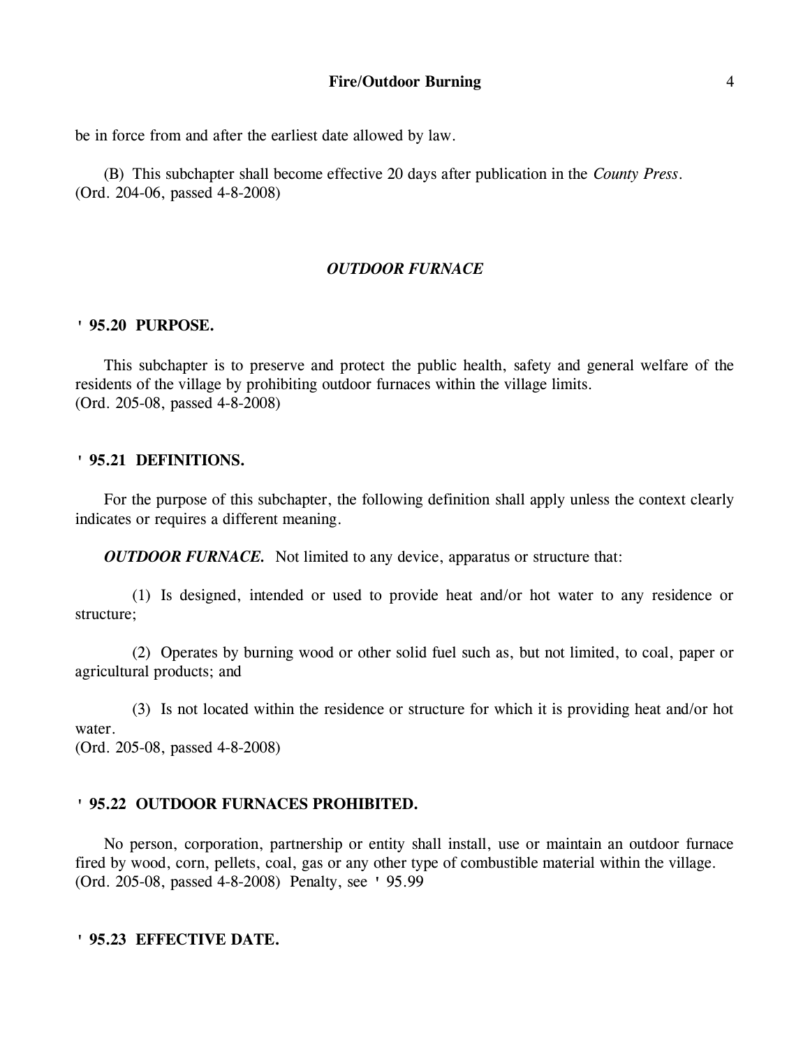be in force from and after the earliest date allowed by law.

(B) This subchapter shall become effective 20 days after publication in the *County Press*.
(Ord. 204-06, passed 4-8-2008)

### *OUTDOOR FURNACE*

**' 95.20 PURPOSE.**

This subchapter is to preserve and protect the public health, safety and general welfare of the residents of the village by prohibiting outdoor furnaces within the village limits.
(Ord. 205-08, passed 4-8-2008)

**' 95.21 DEFINITIONS.**

For the purpose of this subchapter, the following definition shall apply unless the context clearly indicates or requires a different meaning.

***OUTDOOR FURNACE.*** Not limited to any device, apparatus or structure that:

(1) Is designed, intended or used to provide heat and/or hot water to any residence or structure;

(2) Operates by burning wood or other solid fuel such as, but not limited, to coal, paper or agricultural products; and

(3) Is not located within the residence or structure for which it is providing heat and/or hot water.
(Ord. 205-08, passed 4-8-2008)

**' 95.22 OUTDOOR FURNACES PROHIBITED.**

No person, corporation, partnership or entity shall install, use or maintain an outdoor furnace fired by wood, corn, pellets, coal, gas or any other type of combustible material within the village.
(Ord. 205-08, passed 4-8-2008) Penalty, see ' 95.99

**' 95.23 EFFECTIVE DATE.**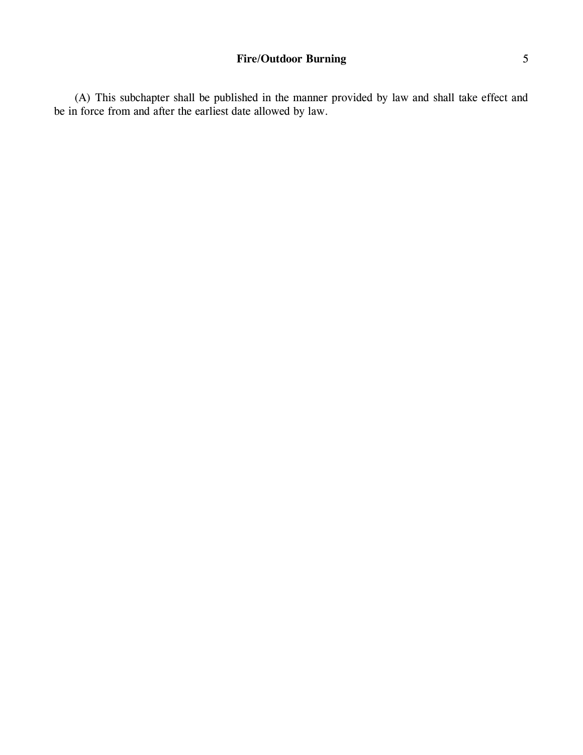(A) This subchapter shall be published in the manner provided by law and shall take effect and be in force from and after the earliest date allowed by law.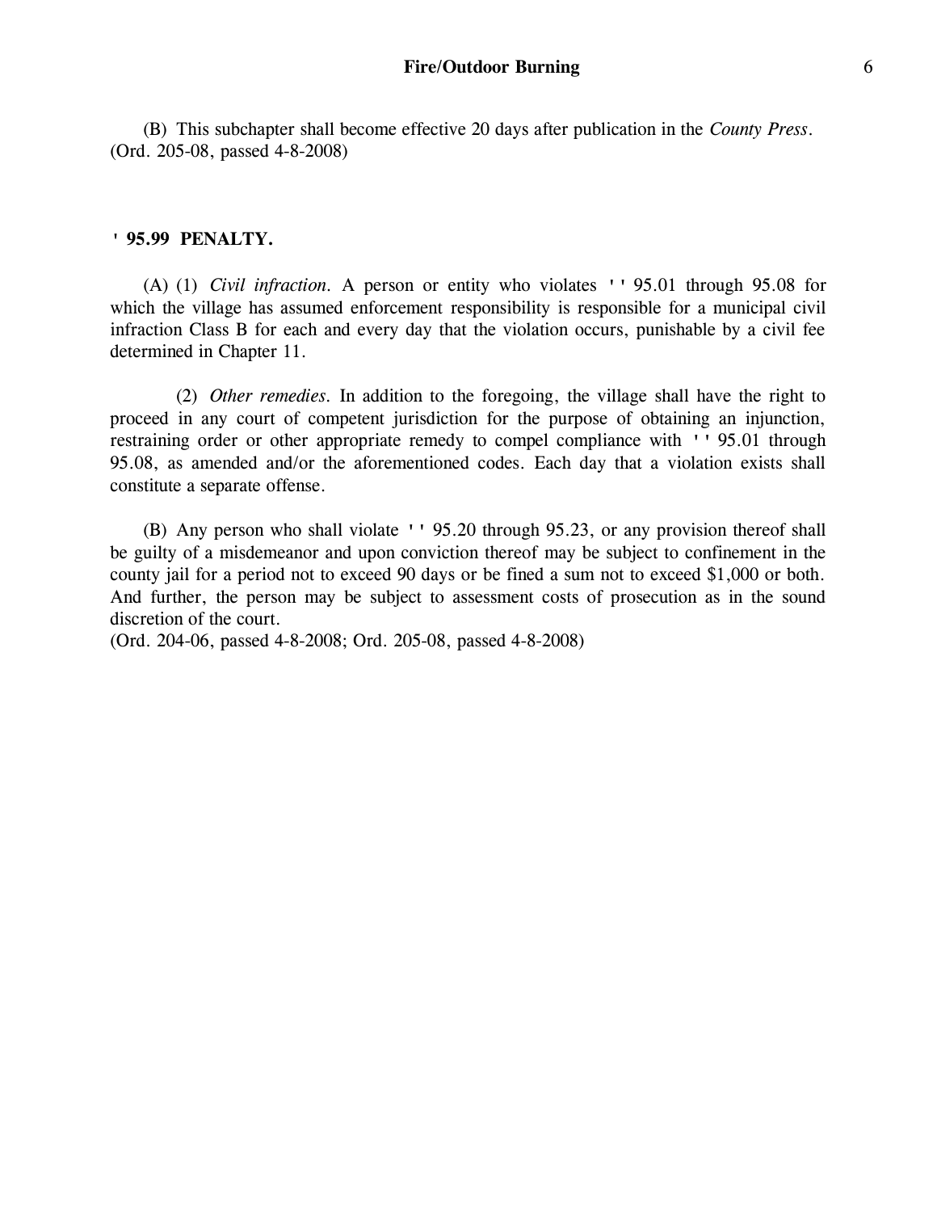(B) This subchapter shall become effective 20 days after publication in the *County Press*.
(Ord. 205-08, passed 4-8-2008)

## ' 95.99 PENALTY.

(A) (1) *Civil infraction*. A person or entity who violates '' 95.01 through 95.08 for which the village has assumed enforcement responsibility is responsible for a municipal civil infraction Class B for each and every day that the violation occurs, punishable by a civil fee determined in Chapter 11.

(2) *Other remedies*. In addition to the foregoing, the village shall have the right to proceed in any court of competent jurisdiction for the purpose of obtaining an injunction, restraining order or other appropriate remedy to compel compliance with '' 95.01 through 95.08, as amended and/or the aforementioned codes. Each day that a violation exists shall constitute a separate offense.

(B) Any person who shall violate '' 95.20 through 95.23, or any provision thereof shall be guilty of a misdemeanor and upon conviction thereof may be subject to confinement in the county jail for a period not to exceed 90 days or be fined a sum not to exceed $1,000 or both. And further, the person may be subject to assessment costs of prosecution as in the sound discretion of the court.
(Ord. 204-06, passed 4-8-2008; Ord. 205-08, passed 4-8-2008)